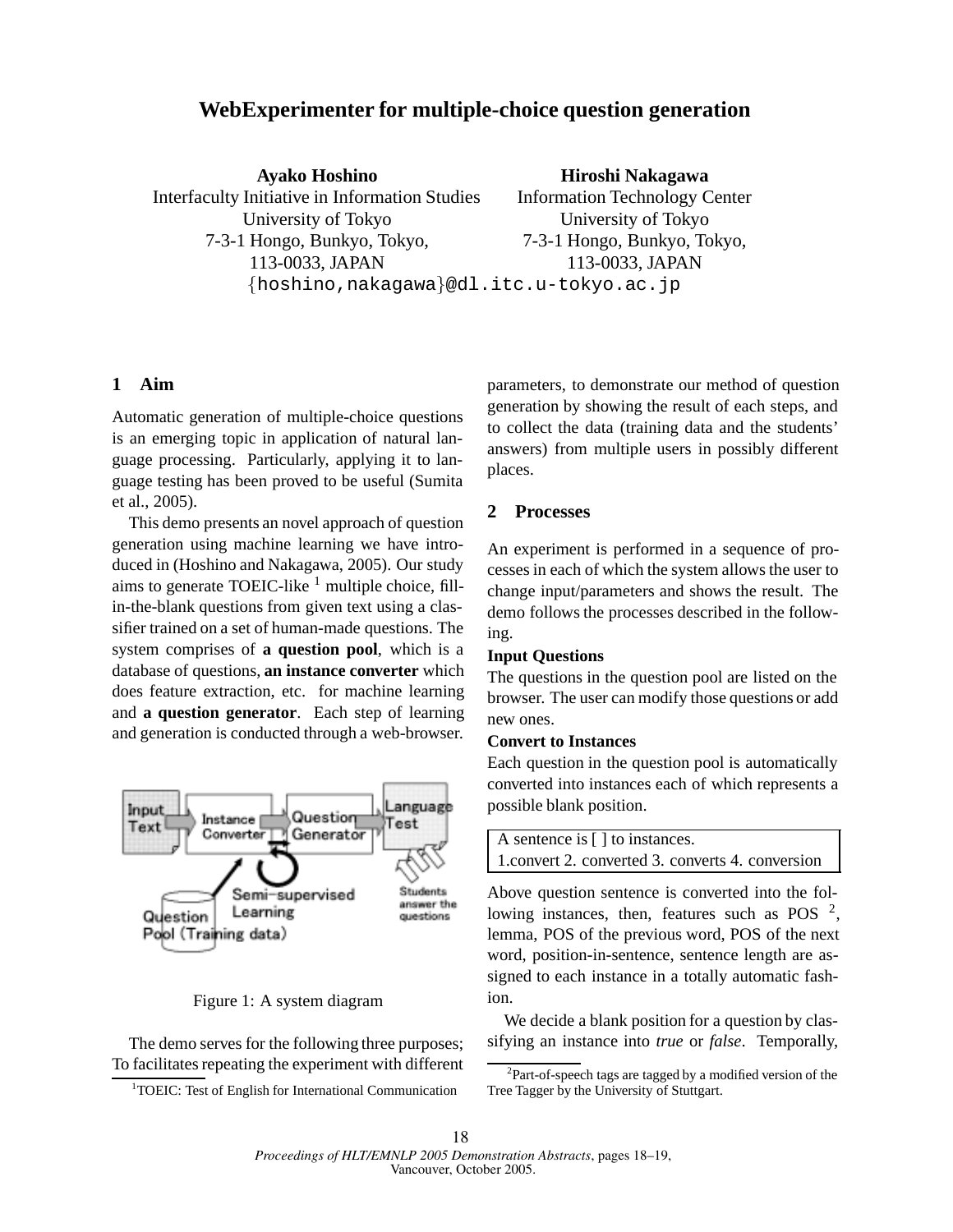# WebExperimenter for multiple-choice question generation

**Ayako Hoshino**
Interfaculty Initiative in Information Studies
University of Tokyo
7-3-1 Hongo, Bunkyo, Tokyo,
113-0033, JAPAN

**Hiroshi Nakagawa**
Information Technology Center
University of Tokyo
7-3-1 Hongo, Bunkyo, Tokyo,
113-0033, JAPAN

{hoshino,nakagawa}@dl.itc.u-tokyo.ac.jp

## 1 Aim

Automatic generation of multiple-choice questions is an emerging topic in application of natural language processing. Particularly, applying it to language testing has been proved to be useful (Sumita et al., 2005).

This demo presents an novel approach of question generation using machine learning we have introduced in (Hoshino and Nakagawa, 2005). Our study aims to generate TOEIC-like [1] multiple choice, fill-in-the-blank questions from given text using a classifier trained on a set of human-made questions. The system comprises of **a question pool**, which is a database of questions, **an instance converter** which does feature extraction, etc. for machine learning and **a question generator**. Each step of learning and generation is conducted through a web-browser.

Figure 1: A system diagram

The demo serves for the following three purposes; To facilitates repeating the experiment with different parameters, to demonstrate our method of question generation by showing the result of each steps, and to collect the data (training data and the students' answers) from multiple users in possibly different places.

## 2 Processes

An experiment is performed in a sequence of processes in each of which the system allows the user to change input/parameters and shows the result. The demo follows the processes described in the following.

**Input Questions**

The questions in the question pool are listed on the browser. The user can modify those questions or add new ones.

**Convert to Instances**

Each question in the question pool is automatically converted into instances each of which represents a possible blank position.

| A sentence is [ ] to instances. |
|---|
| 1.convert 2. converted 3. converts 4. conversion |

Above question sentence is converted into the following instances, then, features such as POS [2], lemma, POS of the previous word, POS of the next word, position-in-sentence, sentence length are assigned to each instance in a totally automatic fashion.

We decide a blank position for a question by classifying an instance into *true* or *false*. Temporally,

[1] TOEIC: Test of English for International Communication

[2] Part-of-speech tags are tagged by a modified version of the Tree Tagger by the University of Stuttgart.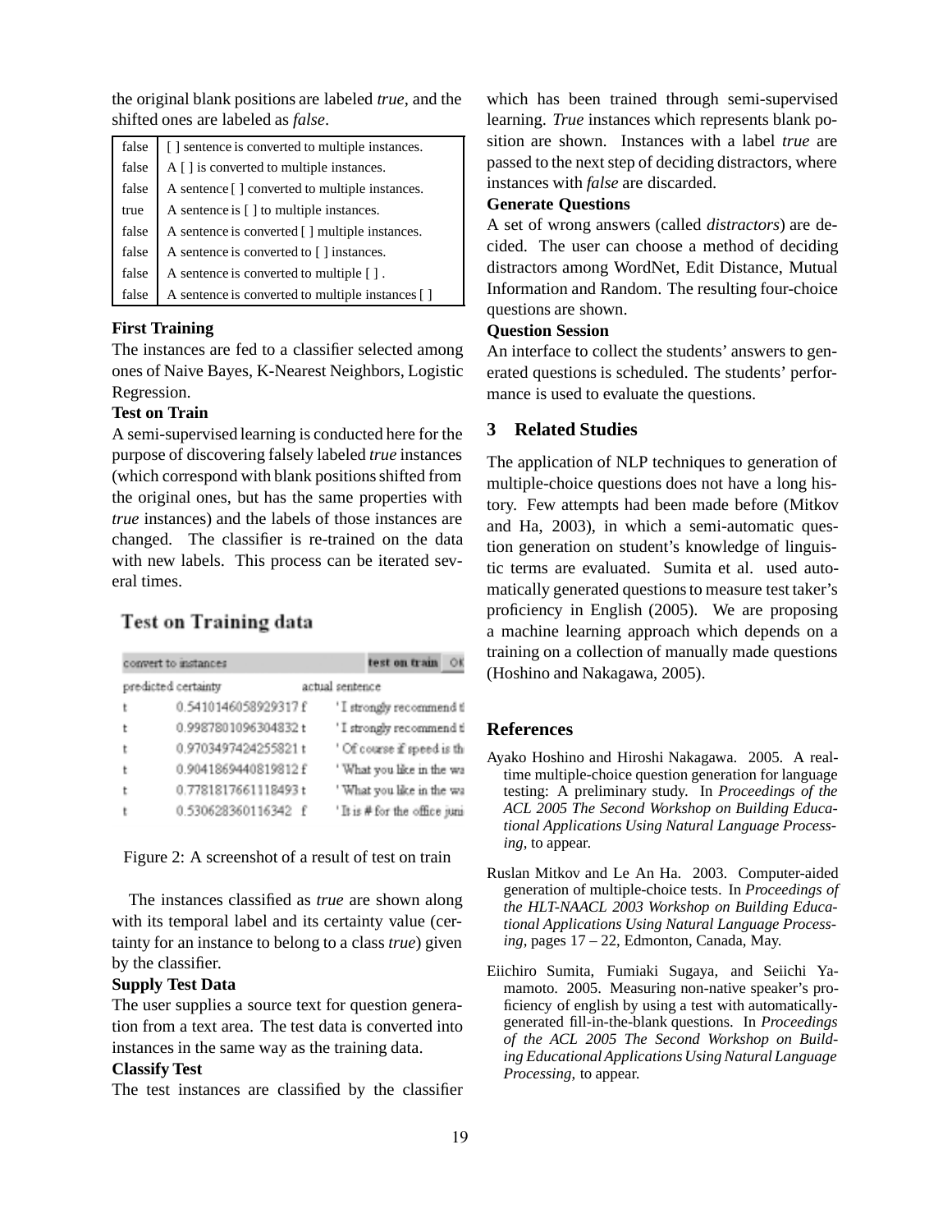the original blank positions are labeled *true*, and the shifted ones are labeled as *false*.

| | |
|---|---|
| false | [ ] sentence is converted to multiple instances. |
| false | A [ ] is converted to multiple instances. |
| false | A sentence [ ] converted to multiple instances. |
| true | A sentence is [ ] to multiple instances. |
| false | A sentence is converted [ ] multiple instances. |
| false | A sentence is converted to [ ] instances. |
| false | A sentence is converted to multiple [ ] . |
| false | A sentence is converted to multiple instances [ ] |

**First Training**

The instances are fed to a classifier selected among ones of Naive Bayes, K-Nearest Neighbors, Logistic Regression.

**Test on Train**

A semi-supervised learning is conducted here for the purpose of discovering falsely labeled *true* instances (which correspond with blank positions shifted from the original ones, but has the same properties with *true* instances) and the labels of those instances are changed. The classifier is re-trained on the data with new labels. This process can be iterated several times.

**Test on Training data**

convert to instances | test on train | OK

| predicted | certainty | | actual sentence |
|---|---|---|---|
| t | 0.5410146058929317 | f | 'I strongly recommend t |
| t | 0.9987801096304832 | t | 'I strongly recommend t |
| t | 0.9703497424255821 | t | ' Of course if speed is th |
| t | 0.9041869440819812 | f | ' What you like in the wa |
| t | 0.7781817661118493 | t | ' What you like in the wa |
| t | 0.530628360116342 | f | ' It is # for the office juni |

Figure 2: A screenshot of a result of test on train

The instances classified as *true* are shown along with its temporal label and its certainty value (certainty for an instance to belong to a class *true*) given by the classifier.

**Supply Test Data**

The user supplies a source text for question generation from a text area. The test data is converted into instances in the same way as the training data.

**Classify Test**

The test instances are classified by the classifier which has been trained through semi-supervised learning. *True* instances which represents blank position are shown. Instances with a label *true* are passed to the next step of deciding distractors, where instances with *false* are discarded.

**Generate Questions**

A set of wrong answers (called *distractors*) are decided. The user can choose a method of deciding distractors among WordNet, Edit Distance, Mutual Information and Random. The resulting four-choice questions are shown.

**Question Session**

An interface to collect the students' answers to generated questions is scheduled. The students' performance is used to evaluate the questions.

## 3 Related Studies

The application of NLP techniques to generation of multiple-choice questions does not have a long history. Few attempts had been made before (Mitkov and Ha, 2003), in which a semi-automatic question generation on student's knowledge of linguistic terms are evaluated. Sumita et al. used automatically generated questions to measure test taker's proficiency in English (2005). We are proposing a machine learning approach which depends on a training on a collection of manually made questions (Hoshino and Nakagawa, 2005).

## References

Ayako Hoshino and Hiroshi Nakagawa. 2005. A real-time multiple-choice question generation for language testing: A preliminary study. In *Proceedings of the ACL 2005 The Second Workshop on Building Educational Applications Using Natural Language Processing*, to appear.

Ruslan Mitkov and Le An Ha. 2003. Computer-aided generation of multiple-choice tests. In *Proceedings of the HLT-NAACL 2003 Workshop on Building Educational Applications Using Natural Language Processing*, pages 17 – 22, Edmonton, Canada, May.

Eiichiro Sumita, Fumiaki Sugaya, and Seiichi Yamamoto. 2005. Measuring non-native speaker's proficiency of english by using a test with automatically-generated fill-in-the-blank questions. In *Proceedings of the ACL 2005 The Second Workshop on Building Educational Applications Using Natural Language Processing*, to appear.